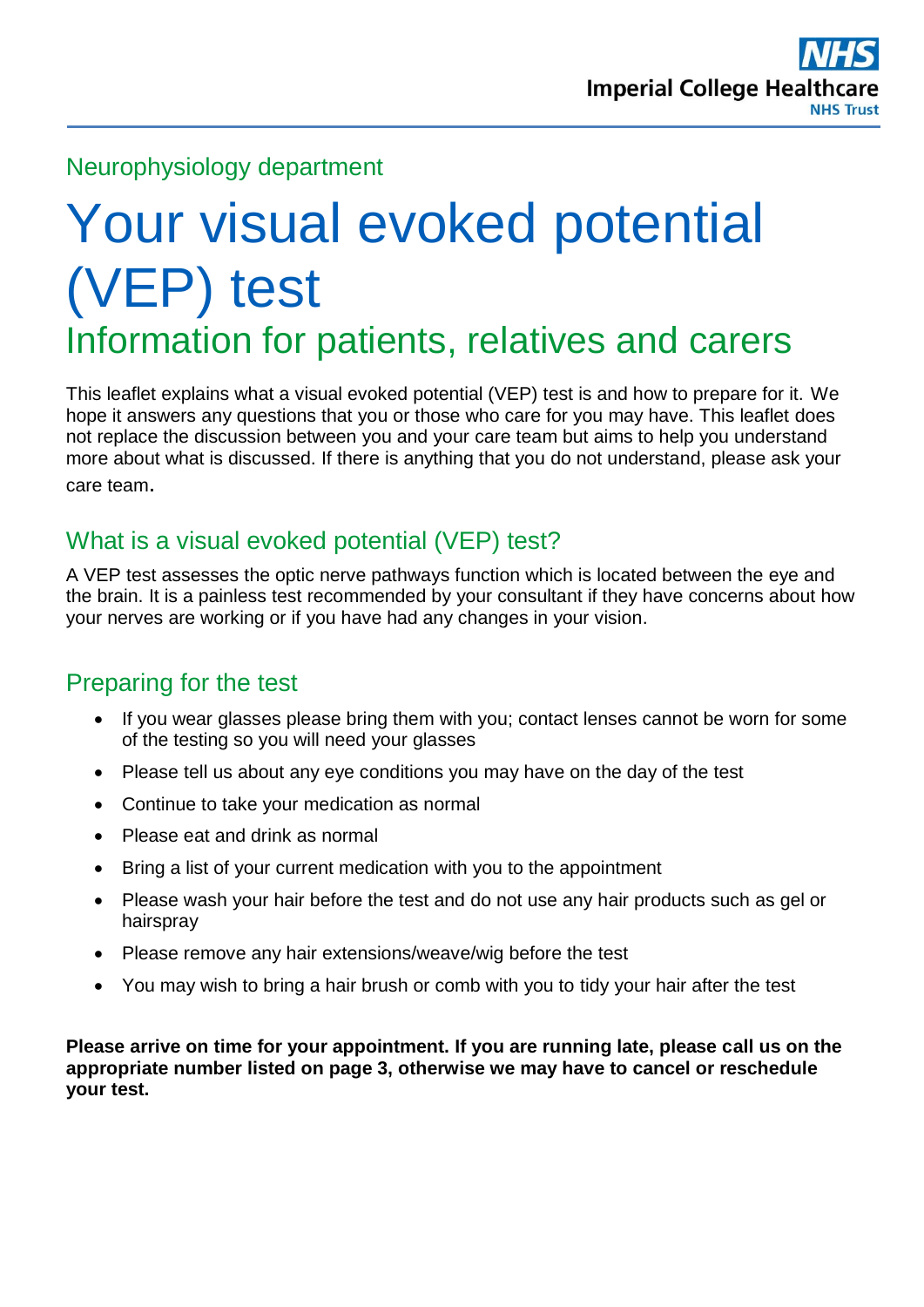Imperial College Healthcare NHS Trust

Neurophysiology department

# Your visual evoked potential (VEP) test

## Information for patients, relatives and carers

This leaflet explains what a visual evoked potential (VEP) test is and how to prepare for it. We hope it answers any questions that you or those who care for you may have. This leaflet does not replace the discussion between you and your care team but aims to help you understand more about what is discussed. If there is anything that you do not understand, please ask your care team.

## What is a visual evoked potential (VEP) test?

A VEP test assesses the optic nerve pathways function which is located between the eye and the brain. It is a painless test recommended by your consultant if they have concerns about how your nerves are working or if you have had any changes in your vision.

## Preparing for the test

- If you wear glasses please bring them with you; contact lenses cannot be worn for some of the testing so you will need your glasses
- Please tell us about any eye conditions you may have on the day of the test
- Continue to take your medication as normal
- Please eat and drink as normal
- Bring a list of your current medication with you to the appointment
- Please wash your hair before the test and do not use any hair products such as gel or hairspray
- Please remove any hair extensions/weave/wig before the test
- You may wish to bring a hair brush or comb with you to tidy your hair after the test

**Please arrive on time for your appointment. If you are running late, please call us on the appropriate number listed on page 3, otherwise we may have to cancel or reschedule your test.**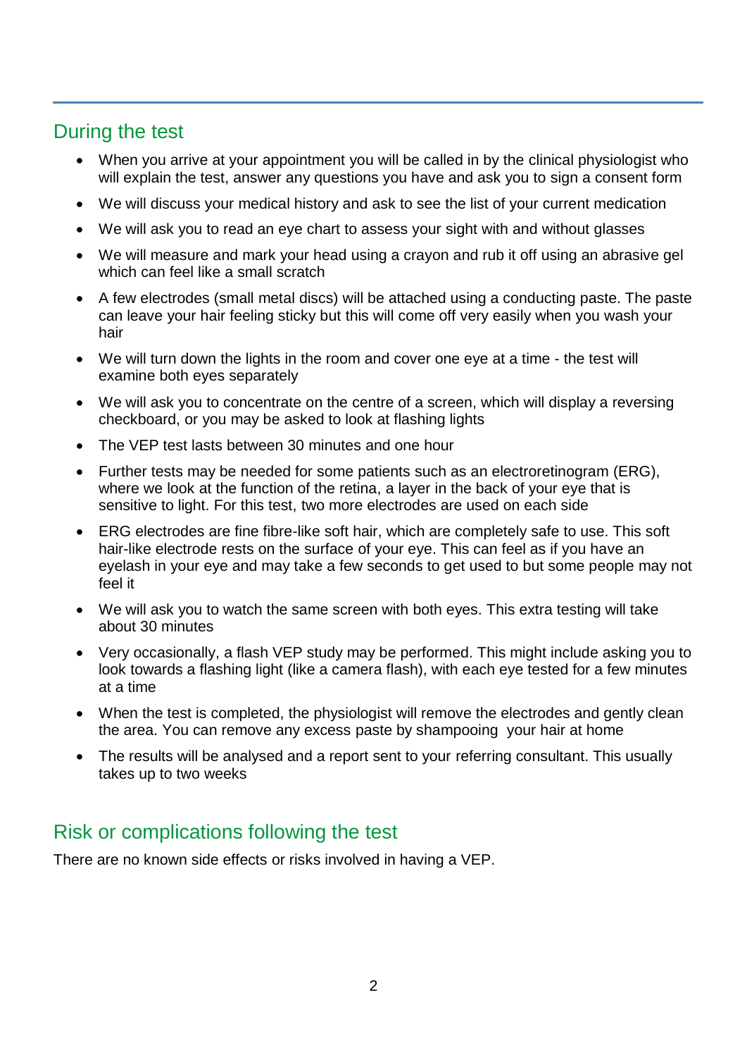## During the test

- When you arrive at your appointment you will be called in by the clinical physiologist who will explain the test, answer any questions you have and ask you to sign a consent form
- We will discuss your medical history and ask to see the list of your current medication
- We will ask you to read an eye chart to assess your sight with and without glasses
- We will measure and mark your head using a crayon and rub it off using an abrasive gel which can feel like a small scratch
- A few electrodes (small metal discs) will be attached using a conducting paste. The paste can leave your hair feeling sticky but this will come off very easily when you wash your hair
- We will turn down the lights in the room and cover one eye at a time - the test will examine both eyes separately
- We will ask you to concentrate on the centre of a screen, which will display a reversing checkboard, or you may be asked to look at flashing lights
- The VEP test lasts between 30 minutes and one hour
- Further tests may be needed for some patients such as an electroretinogram (ERG), where we look at the function of the retina, a layer in the back of your eye that is sensitive to light. For this test, two more electrodes are used on each side
- ERG electrodes are fine fibre-like soft hair, which are completely safe to use. This soft hair-like electrode rests on the surface of your eye. This can feel as if you have an eyelash in your eye and may take a few seconds to get used to but some people may not feel it
- We will ask you to watch the same screen with both eyes. This extra testing will take about 30 minutes
- Very occasionally, a flash VEP study may be performed. This might include asking you to look towards a flashing light (like a camera flash), with each eye tested for a few minutes at a time
- When the test is completed, the physiologist will remove the electrodes and gently clean the area. You can remove any excess paste by shampooing your hair at home
- The results will be analysed and a report sent to your referring consultant. This usually takes up to two weeks

## Risk or complications following the test

There are no known side effects or risks involved in having a VEP.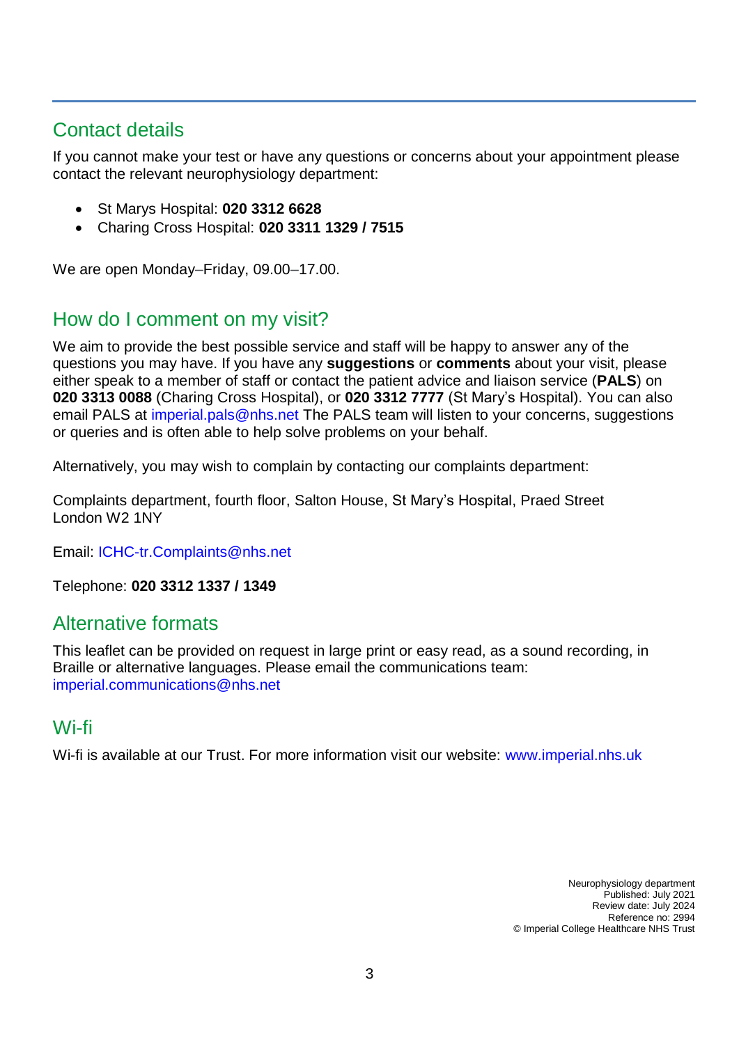## Contact details

If you cannot make your test or have any questions or concerns about your appointment please contact the relevant neurophysiology department:

- St Marys Hospital: **020 3312 6628**
- Charing Cross Hospital: **020 3311 1329 / 7515**

We are open Monday–Friday, 09.00–17.00.

## How do I comment on my visit?

We aim to provide the best possible service and staff will be happy to answer any of the questions you may have. If you have any **suggestions** or **comments** about your visit, please either speak to a member of staff or contact the patient advice and liaison service (**PALS**) on **020 3313 0088** (Charing Cross Hospital), or **020 3312 7777** (St Mary's Hospital). You can also email PALS at imperial.pals@nhs.net The PALS team will listen to your concerns, suggestions or queries and is often able to help solve problems on your behalf.

Alternatively, you may wish to complain by contacting our complaints department:

Complaints department, fourth floor, Salton House, St Mary's Hospital, Praed Street
London W2 1NY

Email: ICHC-tr.Complaints@nhs.net

Telephone: **020 3312 1337 / 1349**

## Alternative formats

This leaflet can be provided on request in large print or easy read, as a sound recording, in Braille or alternative languages. Please email the communications team: imperial.communications@nhs.net

## Wi-fi

Wi-fi is available at our Trust. For more information visit our website: www.imperial.nhs.uk

Neurophysiology department
Published: July 2021
Review date: July 2024
Reference no: 2994
© Imperial College Healthcare NHS Trust